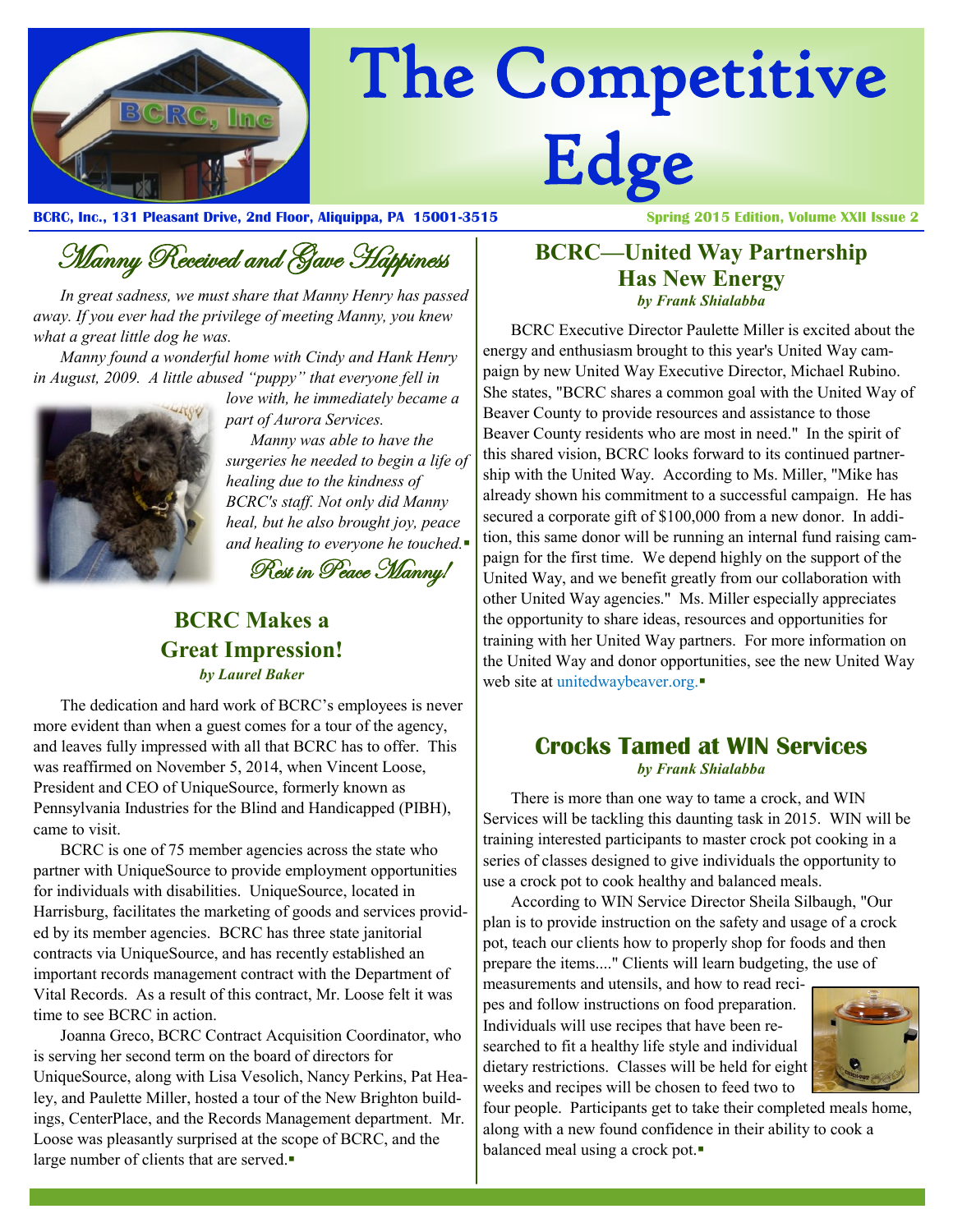# The Competitive Edge

**BCRC, Inc., 131 Pleasant Drive, 2nd Floor, Aliquippa, PA 15001-3515** — **Spring 2015 Edition, Volume XXII Issue 2**

## Manny Received and Gave Happiness

*In great sadness, we must share that Manny Henry has passed away. If you ever had the privilege of meeting Manny, you knew what a great little dog he was.*

*Manny found a wonderful home with Cindy and Hank Henry in August, 2009. A little abused "puppy" that everyone fell in love with, he immediately became a part of Aurora Services.*

*Manny was able to have the surgeries he needed to begin a life of healing due to the kindness of BCRC's staff. Not only did Manny heal, but he also brought joy, peace and healing to everyone he touched.*▪

*Rest in Peace Manny!*

## BCRC Makes a Great Impression!

***by Laurel Baker***

The dedication and hard work of BCRC's employees is never more evident than when a guest comes for a tour of the agency, and leaves fully impressed with all that BCRC has to offer. This was reaffirmed on November 5, 2014, when Vincent Loose, President and CEO of UniqueSource, formerly known as Pennsylvania Industries for the Blind and Handicapped (PIBH), came to visit.

BCRC is one of 75 member agencies across the state who partner with UniqueSource to provide employment opportunities for individuals with disabilities. UniqueSource, located in Harrisburg, facilitates the marketing of goods and services provided by its member agencies. BCRC has three state janitorial contracts via UniqueSource, and has recently established an important records management contract with the Department of Vital Records. As a result of this contract, Mr. Loose felt it was time to see BCRC in action.

Joanna Greco, BCRC Contract Acquisition Coordinator, who is serving her second term on the board of directors for UniqueSource, along with Lisa Vesolich, Nancy Perkins, Pat Healey, and Paulette Miller, hosted a tour of the New Brighton buildings, CenterPlace, and the Records Management department. Mr. Loose was pleasantly surprised at the scope of BCRC, and the large number of clients that are served.▪

## BCRC—United Way Partnership Has New Energy

***by Frank Shialabba***

BCRC Executive Director Paulette Miller is excited about the energy and enthusiasm brought to this year's United Way campaign by new United Way Executive Director, Michael Rubino. She states, "BCRC shares a common goal with the United Way of Beaver County to provide resources and assistance to those Beaver County residents who are most in need." In the spirit of this shared vision, BCRC looks forward to its continued partnership with the United Way. According to Ms. Miller, "Mike has already shown his commitment to a successful campaign. He has secured a corporate gift of $100,000 from a new donor. In addition, this same donor will be running an internal fund raising campaign for the first time. We depend highly on the support of the United Way, and we benefit greatly from our collaboration with other United Way agencies." Ms. Miller especially appreciates the opportunity to share ideas, resources and opportunities for training with her United Way partners. For more information on the United Way and donor opportunities, see the new United Way web site at unitedwaybeaver.org.▪

## Crocks Tamed at WIN Services

***by Frank Shialabba***

There is more than one way to tame a crock, and WIN Services will be tackling this daunting task in 2015. WIN will be training interested participants to master crock pot cooking in a series of classes designed to give individuals the opportunity to use a crock pot to cook healthy and balanced meals.

According to WIN Service Director Sheila Silbaugh, "Our plan is to provide instruction on the safety and usage of a crock pot, teach our clients how to properly shop for foods and then prepare the items...." Clients will learn budgeting, the use of measurements and utensils, and how to read recipes and follow instructions on food preparation. Individuals will use recipes that have been researched to fit a healthy life style and individual dietary restrictions. Classes will be held for eight weeks and recipes will be chosen to feed two to four people. Participants get to take their completed meals home, along with a new found confidence in their ability to cook a balanced meal using a crock pot.▪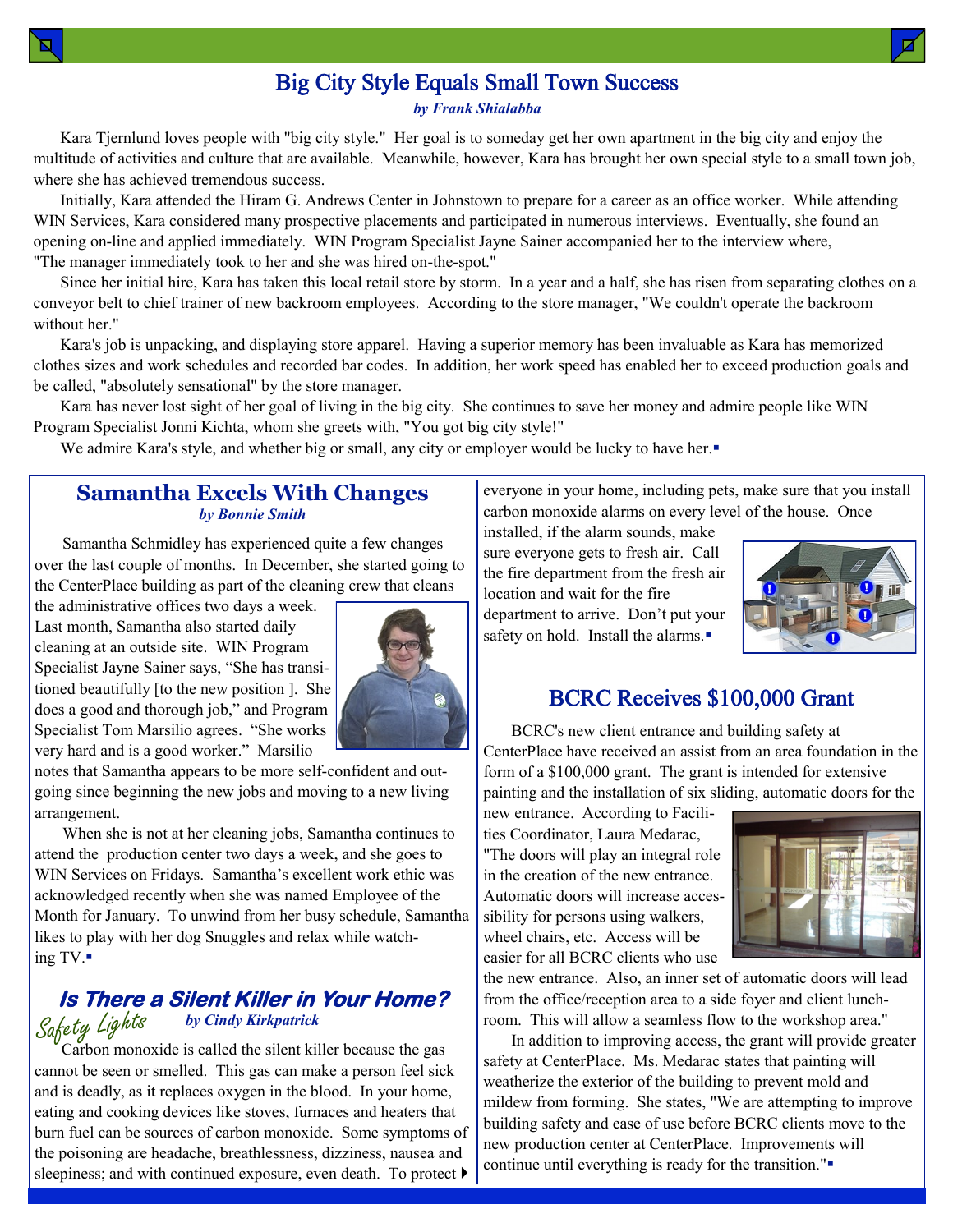## Big City Style Equals Small Town Success

*by Frank Shialabba*

Kara Tjernlund loves people with "big city style." Her goal is to someday get her own apartment in the big city and enjoy the multitude of activities and culture that are available. Meanwhile, however, Kara has brought her own special style to a small town job, where she has achieved tremendous success.

Initially, Kara attended the Hiram G. Andrews Center in Johnstown to prepare for a career as an office worker. While attending WIN Services, Kara considered many prospective placements and participated in numerous interviews. Eventually, she found an opening on-line and applied immediately. WIN Program Specialist Jayne Sainer accompanied her to the interview where, "The manager immediately took to her and she was hired on-the-spot."

Since her initial hire, Kara has taken this local retail store by storm. In a year and a half, she has risen from separating clothes on a conveyor belt to chief trainer of new backroom employees. According to the store manager, "We couldn't operate the backroom without her."

Kara's job is unpacking, and displaying store apparel. Having a superior memory has been invaluable as Kara has memorized clothes sizes and work schedules and recorded bar codes. In addition, her work speed has enabled her to exceed production goals and be called, "absolutely sensational" by the store manager.

Kara has never lost sight of her goal of living in the big city. She continues to save her money and admire people like WIN Program Specialist Jonni Kichta, whom she greets with, "You got big city style!"

We admire Kara's style, and whether big or small, any city or employer would be lucky to have her.

## Samantha Excels With Changes

*by Bonnie Smith*

Samantha Schmidley has experienced quite a few changes over the last couple of months. In December, she started going to the CenterPlace building as part of the cleaning crew that cleans the administrative offices two days a week. Last month, Samantha also started daily cleaning at an outside site. WIN Program Specialist Jayne Sainer says, "She has transitioned beautifully [to the new position ]. She does a good and thorough job," and Program Specialist Tom Marsilio agrees. "She works very hard and is a good worker." Marsilio notes that Samantha appears to be more self-confident and outgoing since beginning the new jobs and moving to a new living arrangement.

When she is not at her cleaning jobs, Samantha continues to attend the production center two days a week, and she goes to WIN Services on Fridays. Samantha's excellent work ethic was acknowledged recently when she was named Employee of the Month for January. To unwind from her busy schedule, Samantha likes to play with her dog Snuggles and relax while watching TV.

## Is There a Silent Killer in Your Home?

Safety Lights

*by Cindy Kirkpatrick*

Carbon monoxide is called the silent killer because the gas cannot be seen or smelled. This gas can make a person feel sick and is deadly, as it replaces oxygen in the blood. In your home, eating and cooking devices like stoves, furnaces and heaters that burn fuel can be sources of carbon monoxide. Some symptoms of the poisoning are headache, breathlessness, dizziness, nausea and sleepiness; and with continued exposure, even death. To protect everyone in your home, including pets, make sure that you install carbon monoxide alarms on every level of the house. Once installed, if the alarm sounds, make sure everyone gets to fresh air. Call the fire department from the fresh air location and wait for the fire department to arrive. Don't put your safety on hold. Install the alarms.

## BCRC Receives $100,000 Grant

BCRC's new client entrance and building safety at CenterPlace have received an assist from an area foundation in the form of a $100,000 grant. The grant is intended for extensive painting and the installation of six sliding, automatic doors for the new entrance. According to Facilities Coordinator, Laura Medarac, "The doors will play an integral role in the creation of the new entrance. Automatic doors will increase accessibility for persons using walkers, wheel chairs, etc. Access will be easier for all BCRC clients who use the new entrance. Also, an inner set of automatic doors will lead from the office/reception area to a side foyer and client lunchroom. This will allow a seamless flow to the workshop area."

In addition to improving access, the grant will provide greater safety at CenterPlace. Ms. Medarac states that painting will weatherize the exterior of the building to prevent mold and mildew from forming. She states, "We are attempting to improve building safety and ease of use before BCRC clients move to the new production center at CenterPlace. Improvements will continue until everything is ready for the transition."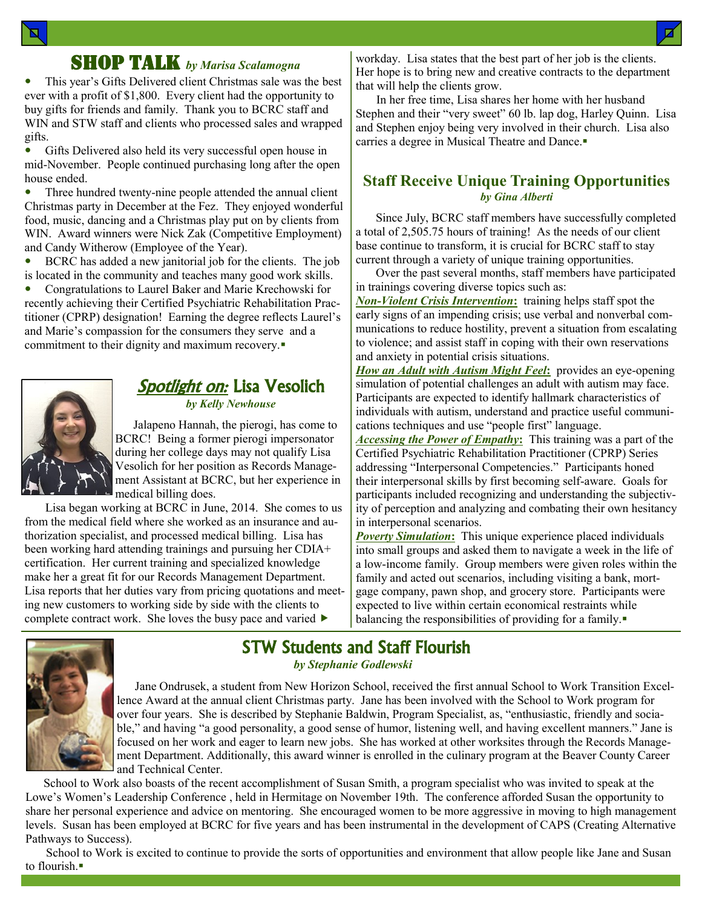## SHOP TALK *by Marisa Scalamogna*

- This year's Gifts Delivered client Christmas sale was the best ever with a profit of $1,800. Every client had the opportunity to buy gifts for friends and family. Thank you to BCRC staff and WIN and STW staff and clients who processed sales and wrapped gifts.
- Gifts Delivered also held its very successful open house in mid-November. People continued purchasing long after the open house ended.
- Three hundred twenty-nine people attended the annual client Christmas party in December at the Fez. They enjoyed wonderful food, music, dancing and a Christmas play put on by clients from WIN. Award winners were Nick Zak (Competitive Employment) and Candy Witherow (Employee of the Year).
- BCRC has added a new janitorial job for the clients. The job is located in the community and teaches many good work skills.
- Congratulations to Laurel Baker and Marie Krechowski for recently achieving their Certified Psychiatric Rehabilitation Practitioner (CPRP) designation! Earning the degree reflects Laurel's and Marie's compassion for the consumers they serve and a commitment to their dignity and maximum recovery.▪

## *Spotlight on:* Lisa Vesolich

*by Kelly Newhouse*

Jalapeno Hannah, the pierogi, has come to BCRC! Being a former pierogi impersonator during her college days may not qualify Lisa Vesolich for her position as Records Management Assistant at BCRC, but her experience in medical billing does.

Lisa began working at BCRC in June, 2014. She comes to us from the medical field where she worked as an insurance and authorization specialist, and processed medical billing. Lisa has been working hard attending trainings and pursuing her CDIA+ certification. Her current training and specialized knowledge make her a great fit for our Records Management Department. Lisa reports that her duties vary from pricing quotations and meeting new customers to working side by side with the clients to complete contract work. She loves the busy pace and varied workday. Lisa states that the best part of her job is the clients. Her hope is to bring new and creative contracts to the department that will help the clients grow.

In her free time, Lisa shares her home with her husband Stephen and their "very sweet" 60 lb. lap dog, Harley Quinn. Lisa and Stephen enjoy being very involved in their church. Lisa also carries a degree in Musical Theatre and Dance.▪

## Staff Receive Unique Training Opportunities

*by Gina Alberti*

Since July, BCRC staff members have successfully completed a total of 2,505.75 hours of training! As the needs of our client base continue to transform, it is crucial for BCRC staff to stay current through a variety of unique training opportunities.

Over the past several months, staff members have participated in trainings covering diverse topics such as:

***Non-Violent Crisis Intervention*:** training helps staff spot the early signs of an impending crisis; use verbal and nonverbal communications to reduce hostility, prevent a situation from escalating to violence; and assist staff in coping with their own reservations and anxiety in potential crisis situations.

***How an Adult with Autism Might Feel*:** provides an eye-opening simulation of potential challenges an adult with autism may face. Participants are expected to identify hallmark characteristics of individuals with autism, understand and practice useful communications techniques and use "people first" language.

***Accessing the Power of Empathy*:** This training was a part of the Certified Psychiatric Rehabilitation Practitioner (CPRP) Series addressing "Interpersonal Competencies." Participants honed their interpersonal skills by first becoming self-aware. Goals for participants included recognizing and understanding the subjectivity of perception and analyzing and combating their own hesitancy in interpersonal scenarios.

***Poverty Simulation*:** This unique experience placed individuals into small groups and asked them to navigate a week in the life of a low-income family. Group members were given roles within the family and acted out scenarios, including visiting a bank, mortgage company, pawn shop, and grocery store. Participants were expected to live within certain economical restraints while balancing the responsibilities of providing for a family.▪

## STW Students and Staff Flourish

*by Stephanie Godlewski*

Jane Ondrusek, a student from New Horizon School, received the first annual School to Work Transition Excellence Award at the annual client Christmas party. Jane has been involved with the School to Work program for over four years. She is described by Stephanie Baldwin, Program Specialist, as, "enthusiastic, friendly and sociable," and having "a good personality, a good sense of humor, listening well, and having excellent manners." Jane is focused on her work and eager to learn new jobs. She has worked at other worksites through the Records Management Department. Additionally, this award winner is enrolled in the culinary program at the Beaver County Career and Technical Center.

School to Work also boasts of the recent accomplishment of Susan Smith, a program specialist who was invited to speak at the Lowe's Women's Leadership Conference , held in Hermitage on November 19th. The conference afforded Susan the opportunity to share her personal experience and advice on mentoring. She encouraged women to be more aggressive in moving to high management levels. Susan has been employed at BCRC for five years and has been instrumental in the development of CAPS (Creating Alternative Pathways to Success).

School to Work is excited to continue to provide the sorts of opportunities and environment that allow people like Jane and Susan to flourish.▪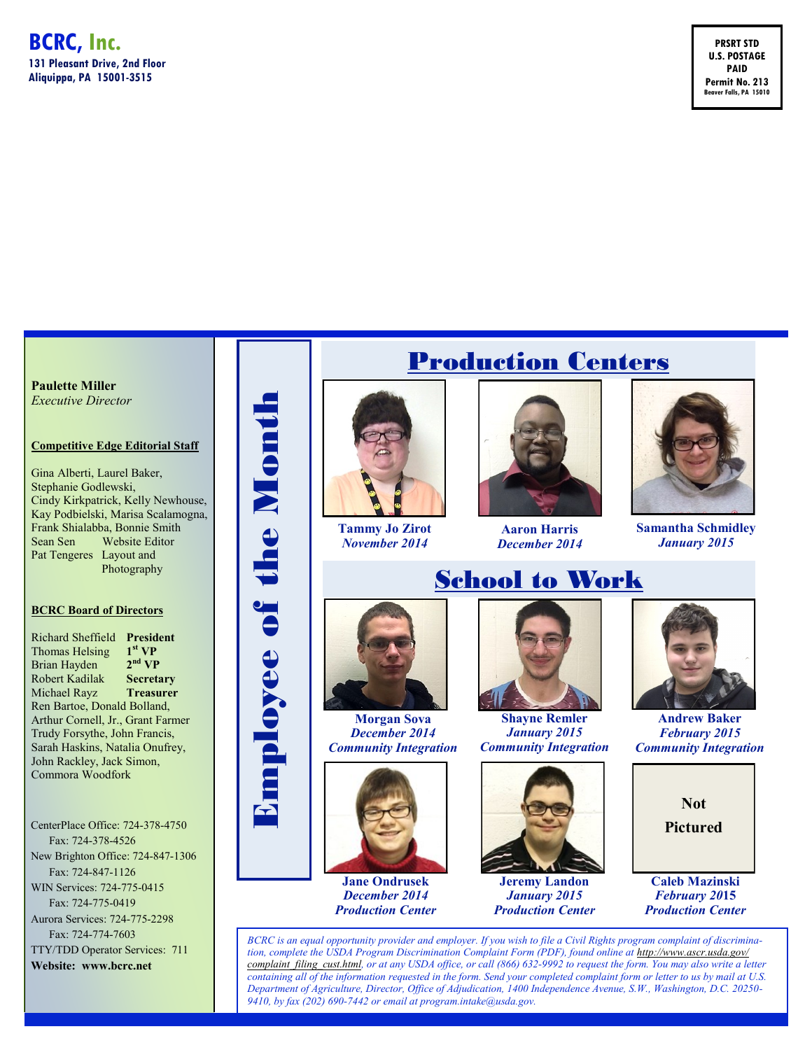**BCRC, Inc.**
131 Pleasant Drive, 2nd Floor
Aliquippa, PA 15001-3515

PRSRT STD
U.S. POSTAGE
PAID
Permit No. 213
Beaver Falls, PA 15010

**Paulette Miller**
*Executive Director*

**Competitive Edge Editorial Staff**

Gina Alberti, Laurel Baker, Stephanie Godlewski, Cindy Kirkpatrick, Kelly Newhouse, Kay Podbielski, Marisa Scalamogna, Frank Shialabba, Bonnie Smith
Sean Sen — Website Editor
Pat Tengeres — Layout and Photography

**BCRC Board of Directors**

Richard Sheffield — **President**
Thomas Helsing — **1st VP**
Brian Hayden — **2nd VP**
Robert Kadilak — **Secretary**
Michael Rayz — **Treasurer**
Ren Bartoe, Donald Bolland, Arthur Cornell, Jr., Grant Farmer Trudy Forsythe, John Francis, Sarah Haskins, Natalia Onufrey, John Rackley, Jack Simon, Commora Woodfork

CenterPlace Office: 724-378-4750
Fax: 724-378-4526
New Brighton Office: 724-847-1306
Fax: 724-847-1126
WIN Services: 724-775-0415
Fax: 724-775-0419
Aurora Services: 724-775-2298
Fax: 724-774-7603
TTY/TDD Operator Services: 711
**Website: www.bcrc.net**

# Employee of the Month

## Production Centers

**Tammy Jo Zirot**
*November 2014*

**Aaron Harris**
*December 2014*

**Samantha Schmidley**
*January 2015*

## School to Work

**Morgan Sova**
*December 2014*
*Community Integration*

**Shayne Remler**
*January 2015*
*Community Integration*

**Andrew Baker**
*February 2015*
*Community Integration*

**Jane Ondrusek**
*December 2014*
*Production Center*

**Jeremy Landon**
*January 2015*
*Production Center*

Not Pictured

**Caleb Mazinski**
*February 2015*
*Production Center*

*BCRC is an equal opportunity provider and employer. If you wish to file a Civil Rights program complaint of discrimination, complete the USDA Program Discrimination Complaint Form (PDF), found online at http://www.ascr.usda.gov/complaint_filing_cust.html, or at any USDA office, or call (866) 632-9992 to request the form. You may also write a letter containing all of the information requested in the form. Send your completed complaint form or letter to us by mail at U.S. Department of Agriculture, Director, Office of Adjudication, 1400 Independence Avenue, S.W., Washington, D.C. 20250-9410, by fax (202) 690-7442 or email at program.intake@usda.gov.*